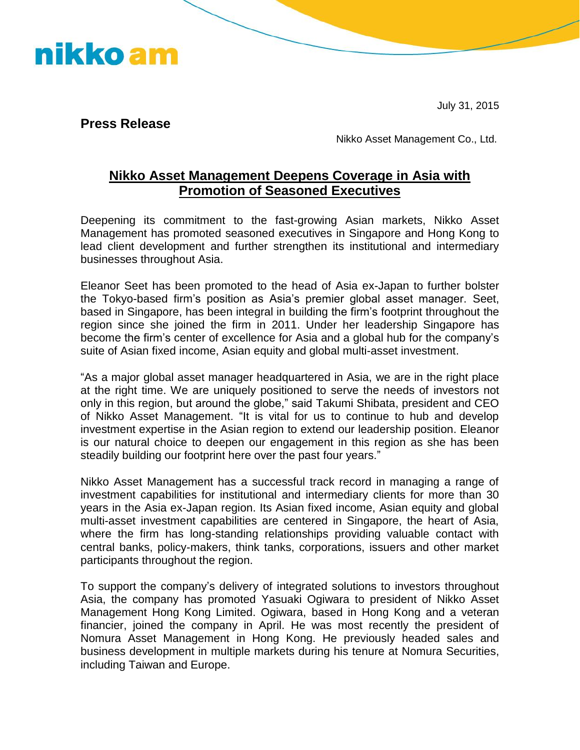nikko am

July 31, 2015

**Press Release**

Nikko Asset Management Co., Ltd.

## Nikko Asset Management Deepens Coverage in Asia with Promotion of Seasoned Executives

Deepening its commitment to the fast-growing Asian markets, Nikko Asset Management has promoted seasoned executives in Singapore and Hong Kong to lead client development and further strengthen its institutional and intermediary businesses throughout Asia.

Eleanor Seet has been promoted to the head of Asia ex-Japan to further bolster the Tokyo-based firm's position as Asia's premier global asset manager. Seet, based in Singapore, has been integral in building the firm's footprint throughout the region since she joined the firm in 2011. Under her leadership Singapore has become the firm's center of excellence for Asia and a global hub for the company's suite of Asian fixed income, Asian equity and global multi-asset investment.

"As a major global asset manager headquartered in Asia, we are in the right place at the right time. We are uniquely positioned to serve the needs of investors not only in this region, but around the globe," said Takumi Shibata, president and CEO of Nikko Asset Management. "It is vital for us to continue to hub and develop investment expertise in the Asian region to extend our leadership position. Eleanor is our natural choice to deepen our engagement in this region as she has been steadily building our footprint here over the past four years."

Nikko Asset Management has a successful track record in managing a range of investment capabilities for institutional and intermediary clients for more than 30 years in the Asia ex-Japan region. Its Asian fixed income, Asian equity and global multi-asset investment capabilities are centered in Singapore, the heart of Asia, where the firm has long-standing relationships providing valuable contact with central banks, policy-makers, think tanks, corporations, issuers and other market participants throughout the region.

To support the company's delivery of integrated solutions to investors throughout Asia, the company has promoted Yasuaki Ogiwara to president of Nikko Asset Management Hong Kong Limited. Ogiwara, based in Hong Kong and a veteran financier, joined the company in April. He was most recently the president of Nomura Asset Management in Hong Kong. He previously headed sales and business development in multiple markets during his tenure at Nomura Securities, including Taiwan and Europe.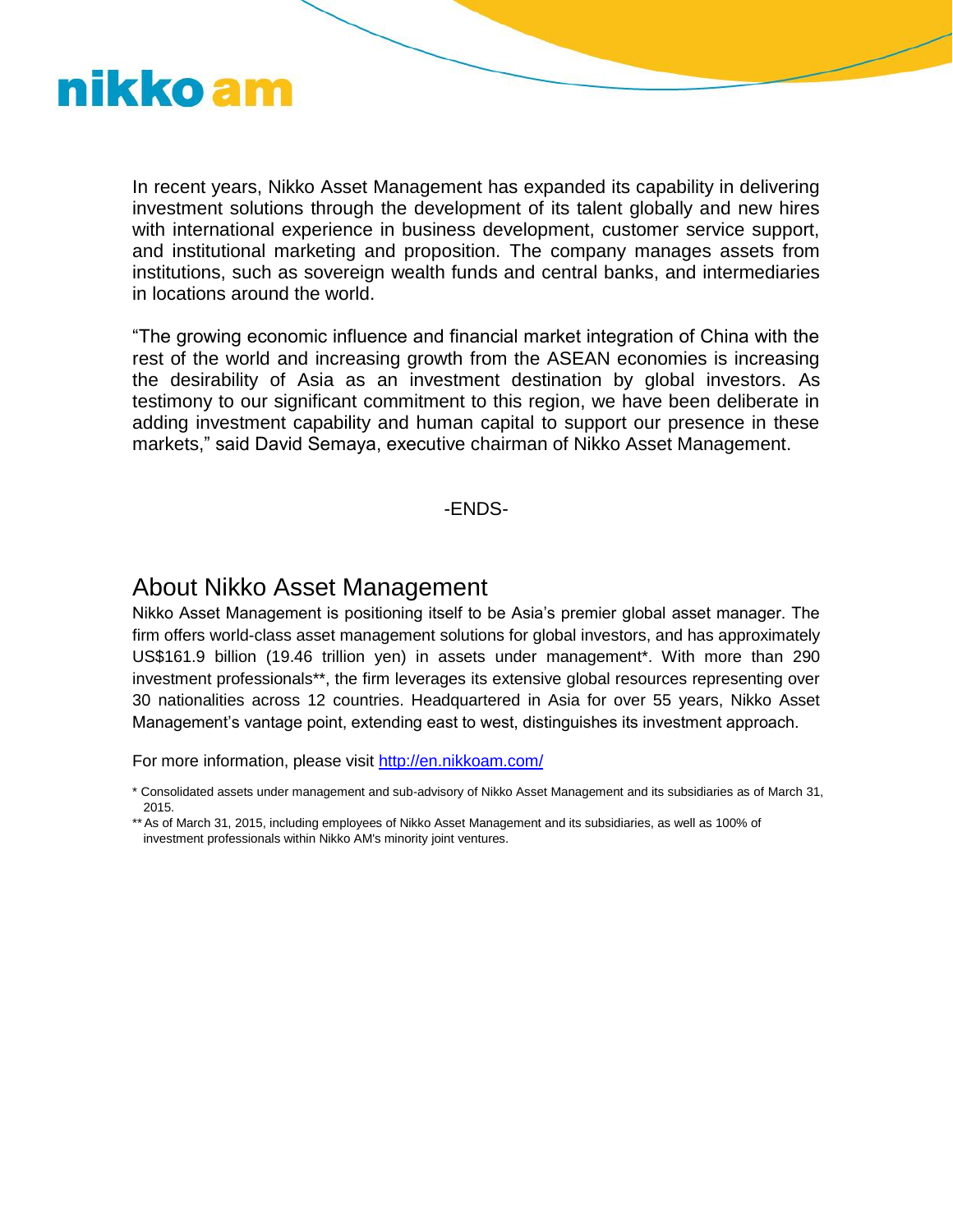In recent years, Nikko Asset Management has expanded its capability in delivering investment solutions through the development of its talent globally and new hires with international experience in business development, customer service support, and institutional marketing and proposition. The company manages assets from institutions, such as sovereign wealth funds and central banks, and intermediaries in locations around the world.

"The growing economic influence and financial market integration of China with the rest of the world and increasing growth from the ASEAN economies is increasing the desirability of Asia as an investment destination by global investors. As testimony to our significant commitment to this region, we have been deliberate in adding investment capability and human capital to support our presence in these markets," said David Semaya, executive chairman of Nikko Asset Management.

-ENDS-

## About Nikko Asset Management

Nikko Asset Management is positioning itself to be Asia's premier global asset manager. The firm offers world-class asset management solutions for global investors, and has approximately US$161.9 billion (19.46 trillion yen) in assets under management*. With more than 290 investment professionals**, the firm leverages its extensive global resources representing over 30 nationalities across 12 countries. Headquartered in Asia for over 55 years, Nikko Asset Management's vantage point, extending east to west, distinguishes its investment approach.

For more information, please visit [http://en.nikkoam.com/](http://en.nikkoam.com/)

\* Consolidated assets under management and sub-advisory of Nikko Asset Management and its subsidiaries as of March 31, 2015.

** As of March 31, 2015, including employees of Nikko Asset Management and its subsidiaries, as well as 100% of investment professionals within Nikko AM's minority joint ventures.